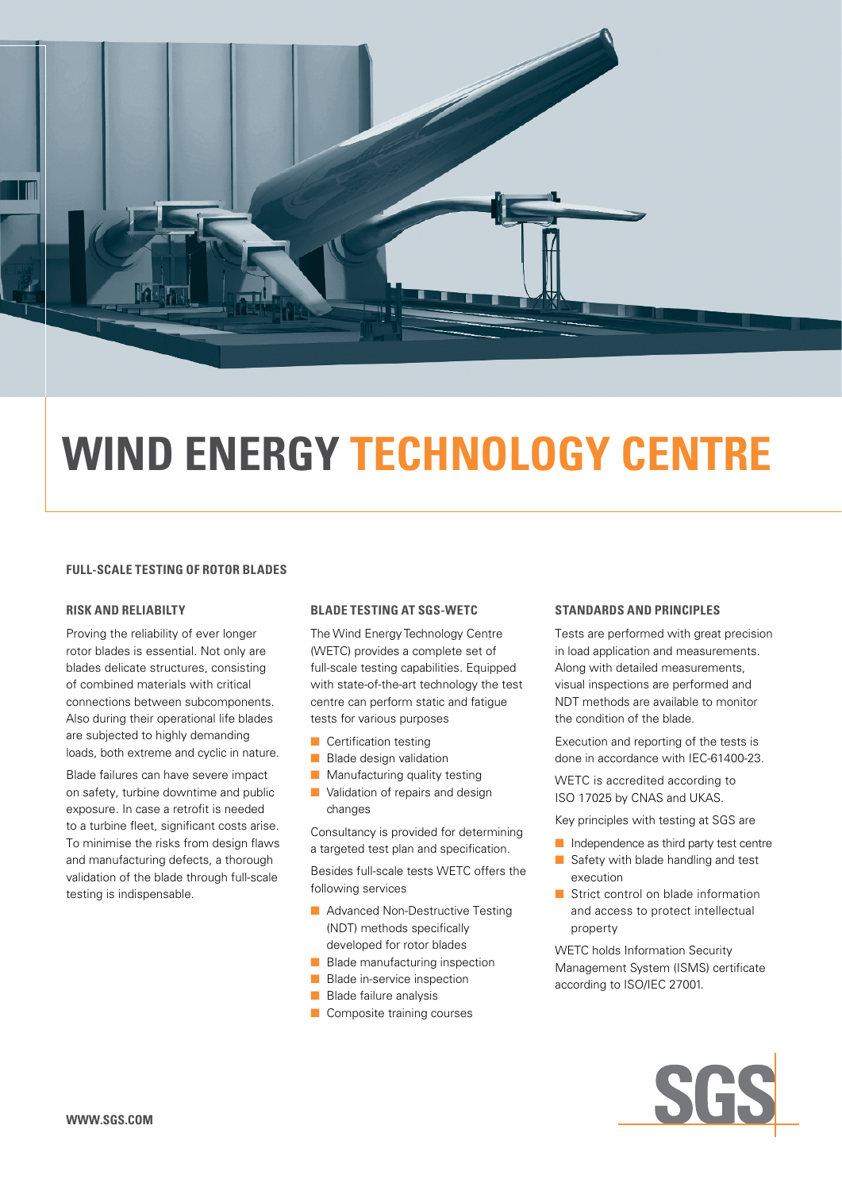# WIND ENERGY TECHNOLOGY CENTRE

## FULL-SCALE TESTING OF ROTOR BLADES

### RISK AND RELIABILTY

Proving the reliability of ever longer rotor blades is essential. Not only are blades delicate structures, consisting of combined materials with critical connections between subcomponents. Also during their operational life blades are subjected to highly demanding loads, both extreme and cyclic in nature.

Blade failures can have severe impact on safety, turbine downtime and public exposure. In case a retrofit is needed to a turbine fleet, significant costs arise. To minimise the risks from design flaws and manufacturing defects, a thorough validation of the blade through full-scale testing is indispensable.

### BLADE TESTING AT SGS-WETC

The Wind Energy Technology Centre (WETC) provides a complete set of full-scale testing capabilities. Equipped with state-of-the-art technology the test centre can perform static and fatigue tests for various purposes

- Certification testing
- Blade design validation
- Manufacturing quality testing
- Validation of repairs and design changes

Consultancy is provided for determining a targeted test plan and specification.

Besides full-scale tests WETC offers the following services

- Advanced Non-Destructive Testing (NDT) methods specifically developed for rotor blades
- Blade manufacturing inspection
- Blade in-service inspection
- Blade failure analysis
- Composite training courses

### STANDARDS AND PRINCIPLES

Tests are performed with great precision in load application and measurements. Along with detailed measurements, visual inspections are performed and NDT methods are available to monitor the condition of the blade.

Execution and reporting of the tests is done in accordance with IEC-61400-23.

WETC is accredited according to ISO 17025 by CNAS and UKAS.

Key principles with testing at SGS are

- Independence as third party test centre
- Safety with blade handling and test execution
- Strict control on blade information and access to protect intellectual property

WETC holds Information Security Management System (ISMS) certificate according to ISO/IEC 27001.

SGS

WWW.SGS.COM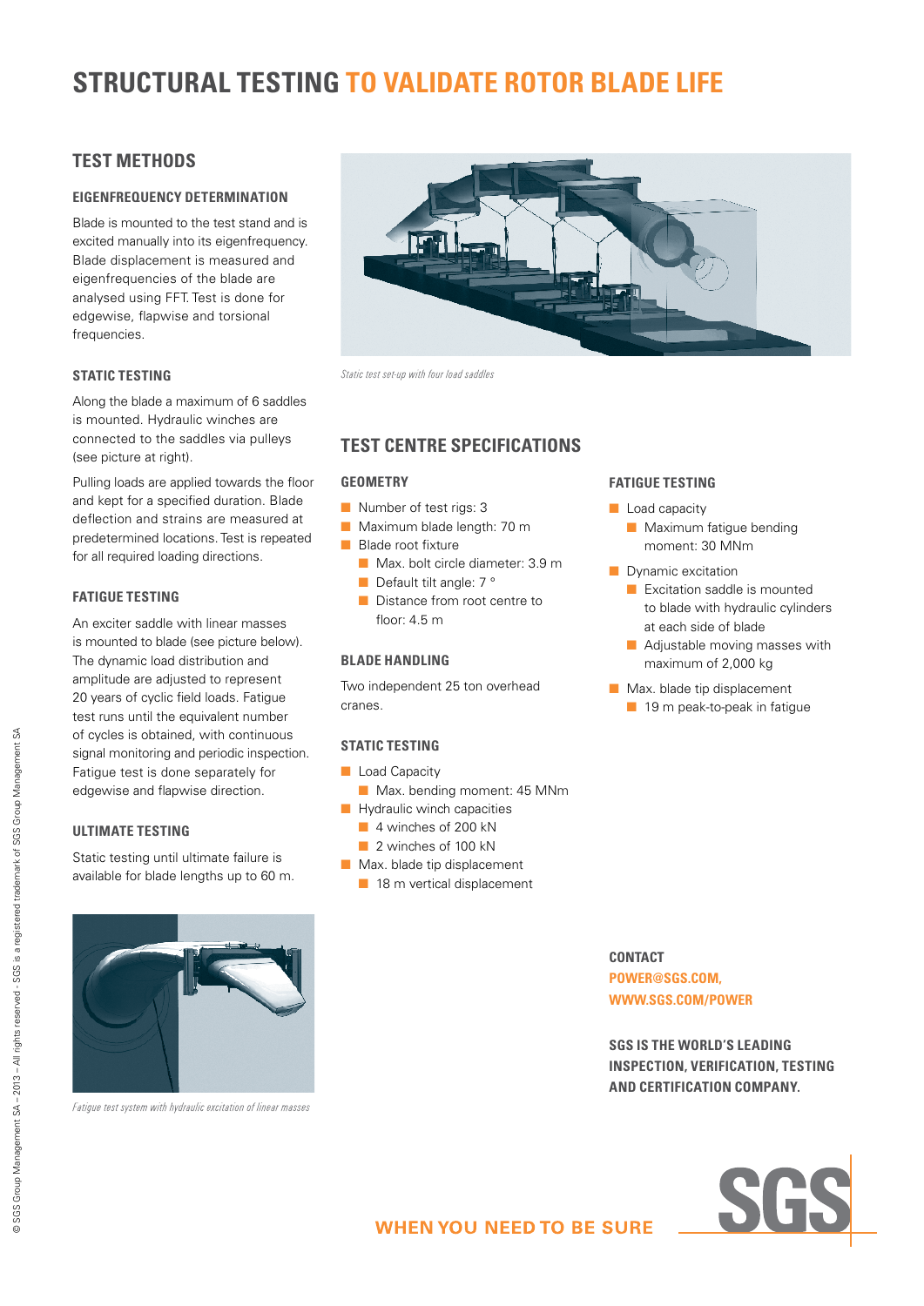# STRUCTURAL TESTING TO VALIDATE ROTOR BLADE LIFE

## TEST METHODS

### EIGENFREQUENCY DETERMINATION

Blade is mounted to the test stand and is excited manually into its eigenfrequency. Blade displacement is measured and eigenfrequencies of the blade are analysed using FFT. Test is done for edgewise, flapwise and torsional frequencies.

### STATIC TESTING

Along the blade a maximum of 6 saddles is mounted. Hydraulic winches are connected to the saddles via pulleys (see picture at right).

Pulling loads are applied towards the floor and kept for a specified duration. Blade deflection and strains are measured at predetermined locations. Test is repeated for all required loading directions.

### FATIGUE TESTING

An exciter saddle with linear masses is mounted to blade (see picture below). The dynamic load distribution and amplitude are adjusted to represent 20 years of cyclic field loads. Fatigue test runs until the equivalent number of cycles is obtained, with continuous signal monitoring and periodic inspection. Fatigue test is done separately for edgewise and flapwise direction.

### ULTIMATE TESTING

Static testing until ultimate failure is available for blade lengths up to 60 m.

*Fatigue test system with hydraulic excitation of linear masses*

*Static test set-up with four load saddles*

## TEST CENTRE SPECIFICATIONS

### GEOMETRY

- Number of test rigs: 3
- Maximum blade length: 70 m
- Blade root fixture
  - Max. bolt circle diameter: 3.9 m
  - Default tilt angle: 7 °
  - Distance from root centre to floor: 4.5 m

### BLADE HANDLING

Two independent 25 ton overhead cranes.

### STATIC TESTING

- Load Capacity
  - Max. bending moment: 45 MNm
- Hydraulic winch capacities
  - 4 winches of 200 kN
  - 2 winches of 100 kN
- Max. blade tip displacement
  - 18 m vertical displacement

### FATIGUE TESTING

- Load capacity
  - Maximum fatigue bending moment: 30 MNm
- Dynamic excitation
  - Excitation saddle is mounted to blade with hydraulic cylinders at each side of blade
  - Adjustable moving masses with maximum of 2,000 kg
- Max. blade tip displacement
  - 19 m peak-to-peak in fatigue

**CONTACT**
**POWER@SGS.COM,**
**WWW.SGS.COM/POWER**

**SGS IS THE WORLD'S LEADING INSPECTION, VERIFICATION, TESTING AND CERTIFICATION COMPANY.**

**WHEN YOU NEED TO BE SURE**

SGS

© SGS Group Management SA – 2013 – All rights reserved - SGS is a registered trademark of SGS Group Management SA